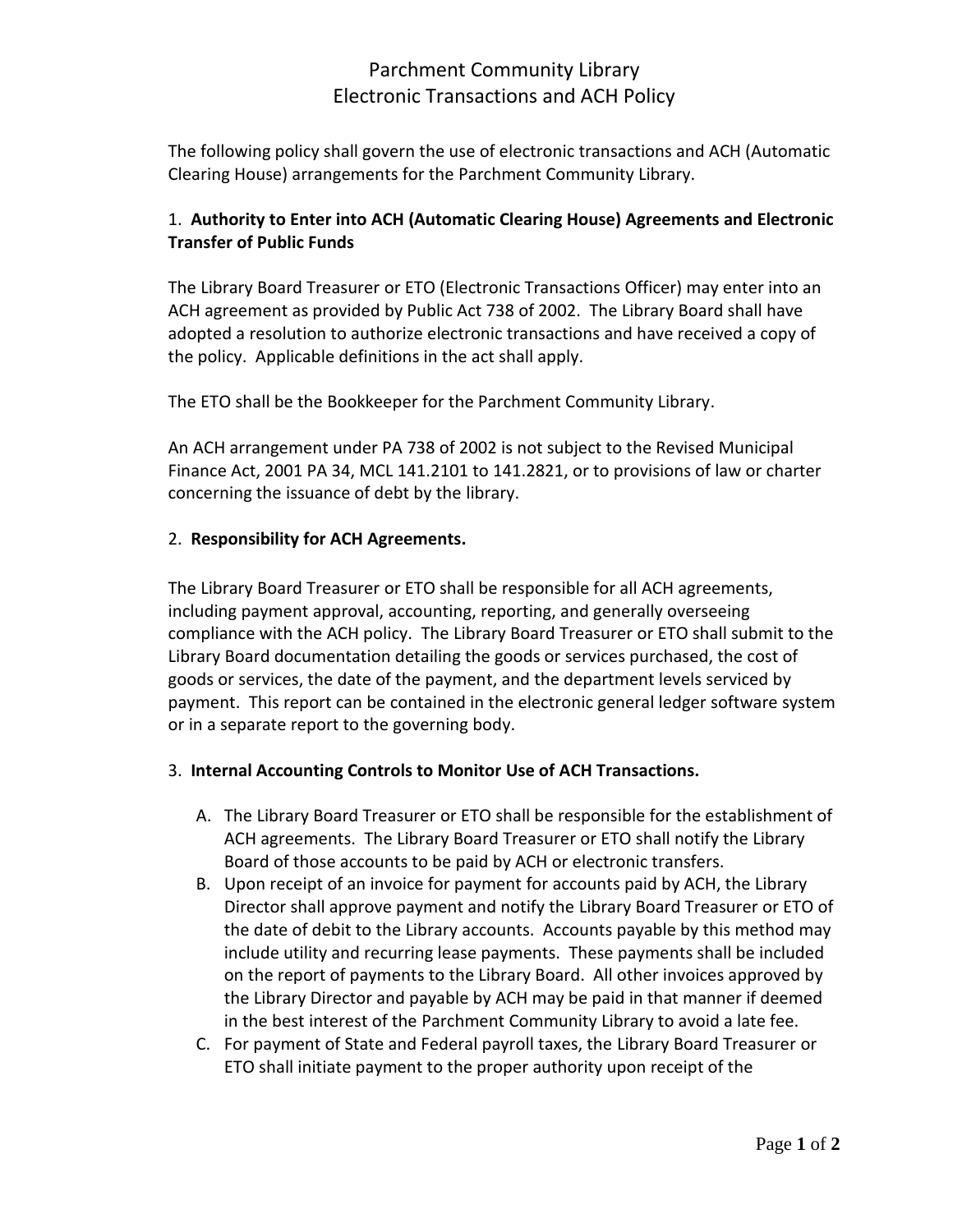# Parchment Community Library
# Electronic Transactions and ACH Policy

The following policy shall govern the use of electronic transactions and ACH (Automatic Clearing House) arrangements for the Parchment Community Library.

## 1. **Authority to Enter into ACH (Automatic Clearing House) Agreements and Electronic Transfer of Public Funds**

The Library Board Treasurer or ETO (Electronic Transactions Officer) may enter into an ACH agreement as provided by Public Act 738 of 2002. The Library Board shall have adopted a resolution to authorize electronic transactions and have received a copy of the policy. Applicable definitions in the act shall apply.

The ETO shall be the Bookkeeper for the Parchment Community Library.

An ACH arrangement under PA 738 of 2002 is not subject to the Revised Municipal Finance Act, 2001 PA 34, MCL 141.2101 to 141.2821, or to provisions of law or charter concerning the issuance of debt by the library.

## 2. **Responsibility for ACH Agreements.**

The Library Board Treasurer or ETO shall be responsible for all ACH agreements, including payment approval, accounting, reporting, and generally overseeing compliance with the ACH policy. The Library Board Treasurer or ETO shall submit to the Library Board documentation detailing the goods or services purchased, the cost of goods or services, the date of the payment, and the department levels serviced by payment. This report can be contained in the electronic general ledger software system or in a separate report to the governing body.

## 3. **Internal Accounting Controls to Monitor Use of ACH Transactions.**

A. The Library Board Treasurer or ETO shall be responsible for the establishment of ACH agreements. The Library Board Treasurer or ETO shall notify the Library Board of those accounts to be paid by ACH or electronic transfers.

B. Upon receipt of an invoice for payment for accounts paid by ACH, the Library Director shall approve payment and notify the Library Board Treasurer or ETO of the date of debit to the Library accounts. Accounts payable by this method may include utility and recurring lease payments. These payments shall be included on the report of payments to the Library Board. All other invoices approved by the Library Director and payable by ACH may be paid in that manner if deemed in the best interest of the Parchment Community Library to avoid a late fee.

C. For payment of State and Federal payroll taxes, the Library Board Treasurer or ETO shall initiate payment to the proper authority upon receipt of the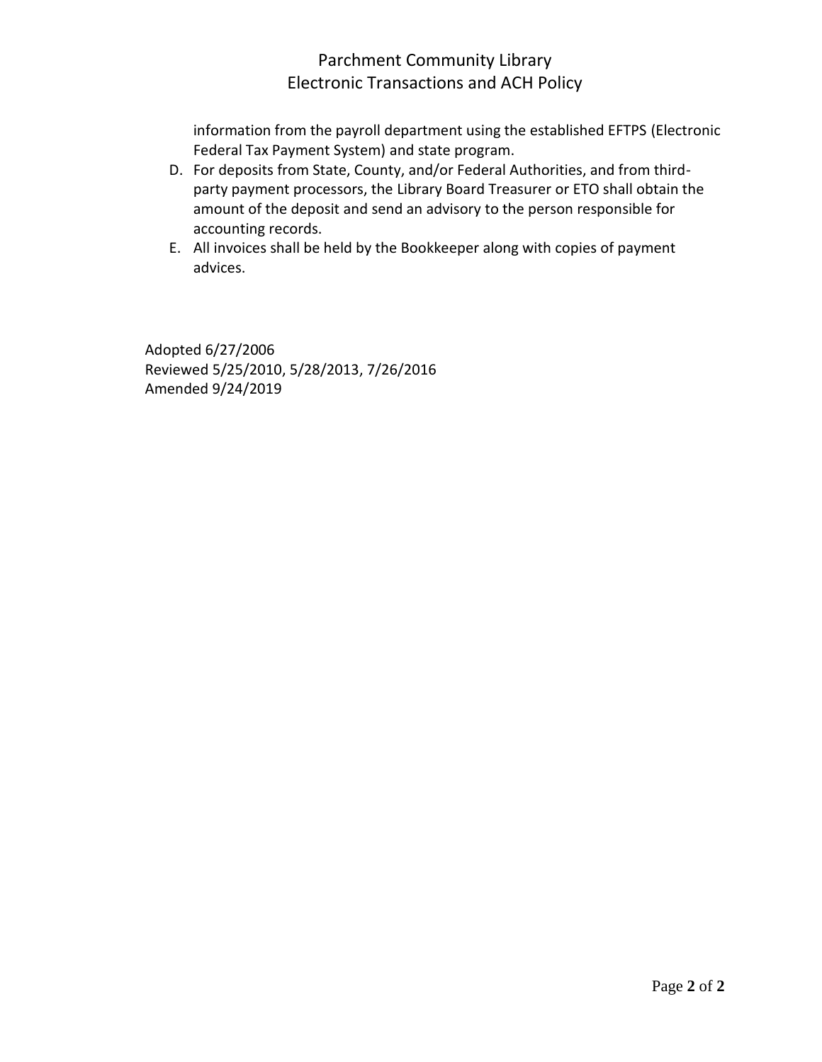information from the payroll department using the established EFTPS (Electronic Federal Tax Payment System) and state program.

D. For deposits from State, County, and/or Federal Authorities, and from third-party payment processors, the Library Board Treasurer or ETO shall obtain the amount of the deposit and send an advisory to the person responsible for accounting records.
E. All invoices shall be held by the Bookkeeper along with copies of payment advices.

Adopted 6/27/2006
Reviewed 5/25/2010, 5/28/2013, 7/26/2016
Amended 9/24/2019